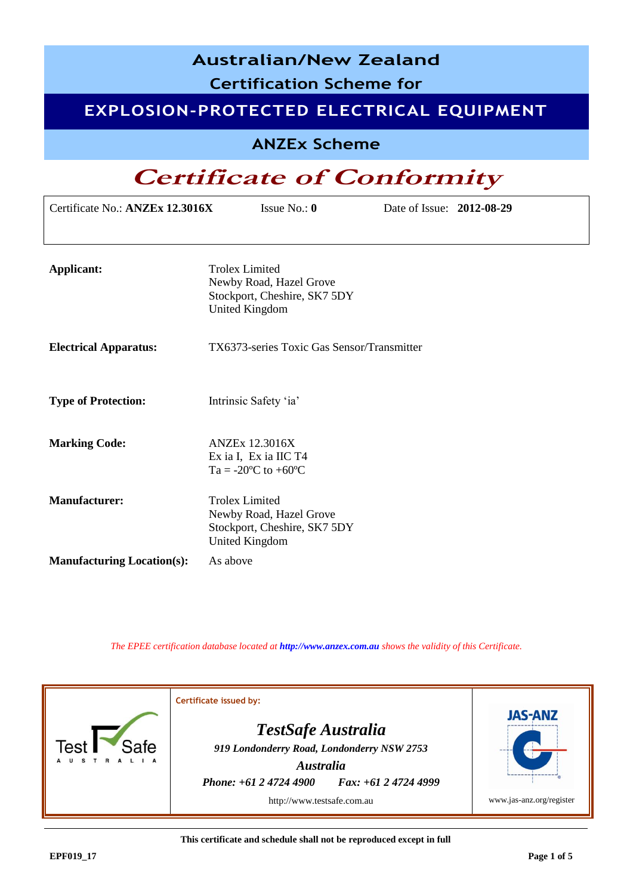# Australian/New Zealand Certification Scheme for

# EXPLOSION-PROTECTED ELECTRICAL EQUIPMENT

## ANZEx Scheme

# *Certificate of Conformity*

Certificate No.: **ANZEx 12.3016X** Issue No.: **0** Date of Issue: **2012-08-29**

**Applicant:**
Trolex Limited
Newby Road, Hazel Grove
Stockport, Cheshire, SK7 5DY
United Kingdom

**Electrical Apparatus:** TX6373-series Toxic Gas Sensor/Transmitter

**Type of Protection:** Intrinsic Safety 'ia'

**Marking Code:**
ANZEx 12.3016X
Ex ia I, Ex ia IIC T4
Ta = -20ºC to +60ºC

**Manufacturer:**
Trolex Limited
Newby Road, Hazel Grove
Stockport, Cheshire, SK7 5DY
United Kingdom

**Manufacturing Location(s):** As above

*The EPEE certification database located at* ***http://www.anzex.com.au*** *shows the validity of this Certificate.*

Certificate issued by:

***TestSafe Australia***
***919 Londonderry Road, Londonderry NSW 2753***
***Australia***
***Phone: +61 2 4724 4900 Fax: +61 2 4724 4999***
http://www.testsafe.com.au

www.jas-anz.org/register

**This certificate and schedule shall not be reproduced except in full**

**EPF019_17**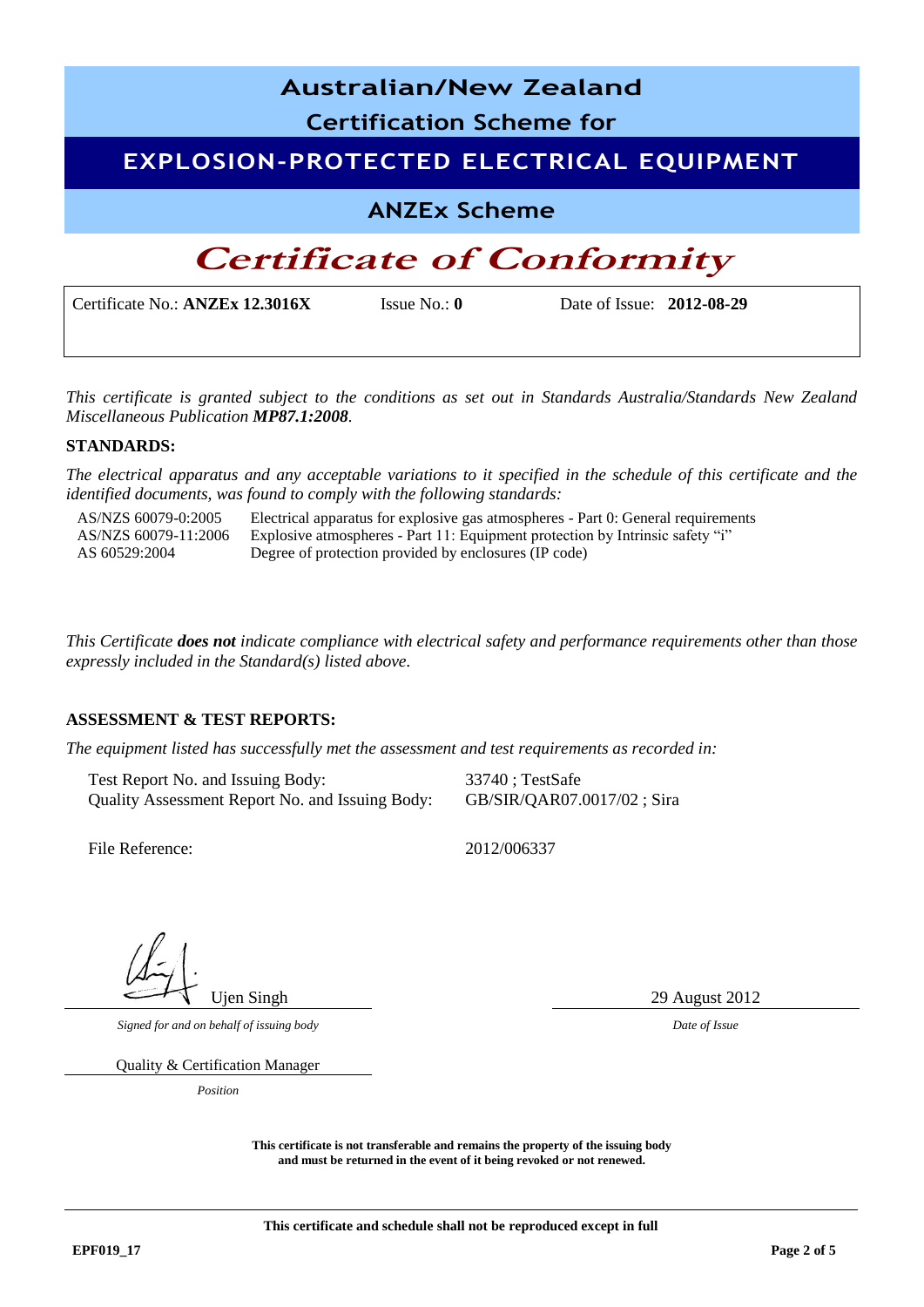# Australian/New Zealand Certification Scheme for

## EXPLOSION-PROTECTED ELECTRICAL EQUIPMENT

## ANZEx Scheme

# *Certificate of Conformity*

| Certificate No.: **ANZEx 12.3016X** | Issue No.: **0** | Date of Issue: **2012-08-29** |
|---|---|---|

*This certificate is granted subject to the conditions as set out in Standards Australia/Standards New Zealand Miscellaneous Publication **MP87.1:2008**.*

**STANDARDS:**

*The electrical apparatus and any acceptable variations to it specified in the schedule of this certificate and the identified documents, was found to comply with the following standards:*

| | |
|---|---|
| AS/NZS 60079-0:2005 | Electrical apparatus for explosive gas atmospheres - Part 0: General requirements |
| AS/NZS 60079-11:2006 | Explosive atmospheres - Part 11: Equipment protection by Intrinsic safety "i" |
| AS 60529:2004 | Degree of protection provided by enclosures (IP code) |

*This Certificate **does not** indicate compliance with electrical safety and performance requirements other than those expressly included in the Standard(s) listed above.*

**ASSESSMENT & TEST REPORTS:**

*The equipment listed has successfully met the assessment and test requirements as recorded in:*

| | |
|---|---|
| Test Report No. and Issuing Body: | 33740 ; TestSafe |
| Quality Assessment Report No. and Issuing Body: | GB/SIR/QAR07.0017/02 ; Sira |
| File Reference: | 2012/006337 |

Ujen Singh

*Signed for and on behalf of issuing body*

Quality & Certification Manager

*Position*

29 August 2012

*Date of Issue*

**This certificate is not transferable and remains the property of the issuing body and must be returned in the event of it being revoked or not renewed.**

**This certificate and schedule shall not be reproduced except in full**

**EPF019_17**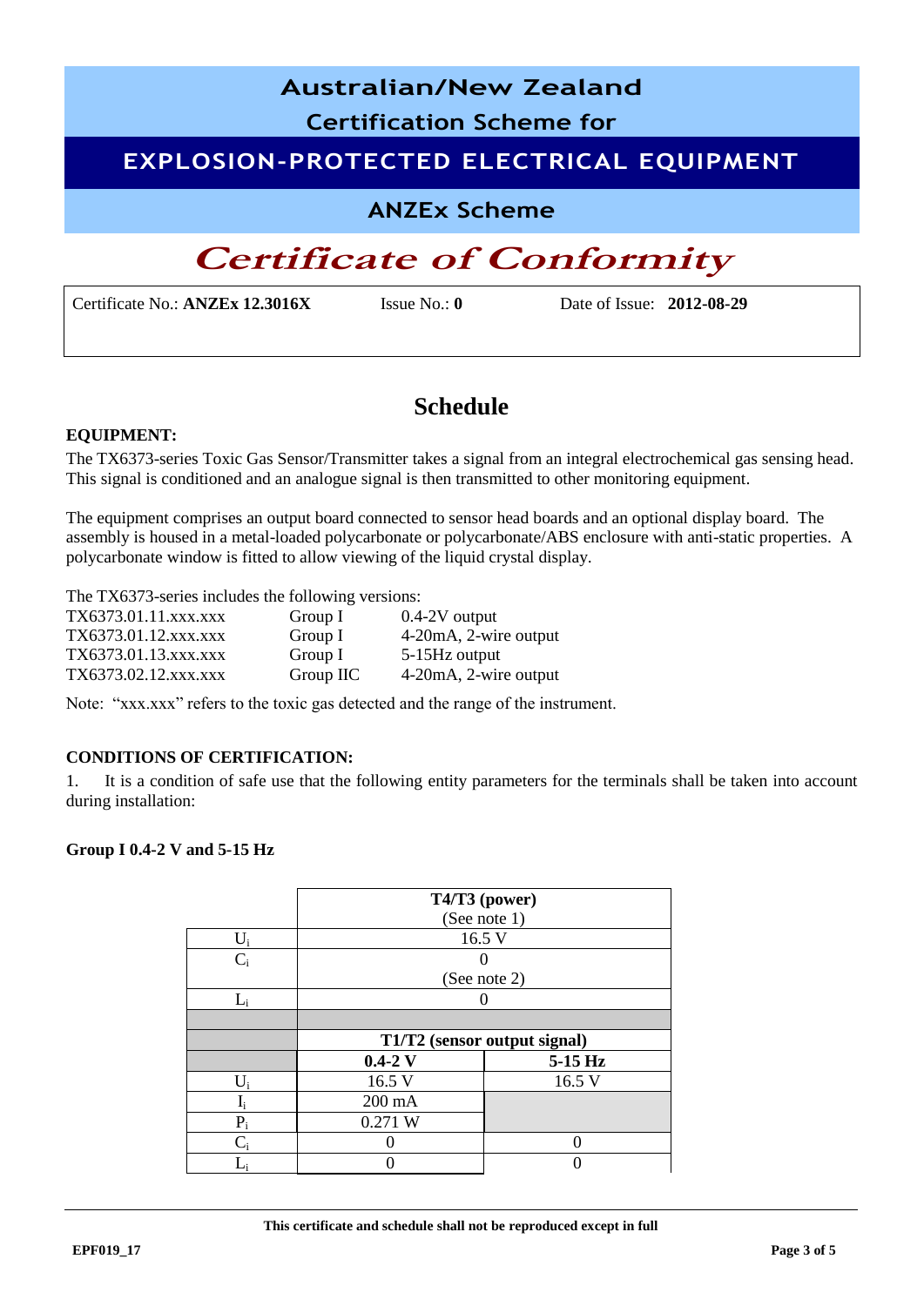# Australian/New Zealand Certification Scheme for

## EXPLOSION-PROTECTED ELECTRICAL EQUIPMENT

### ANZEx Scheme

# *Certificate of Conformity*

Certificate No.: **ANZEx 12.3016X** Issue No.: **0** Date of Issue: **2012-08-29**

## Schedule

**EQUIPMENT:**

The TX6373-series Toxic Gas Sensor/Transmitter takes a signal from an integral electrochemical gas sensing head. This signal is conditioned and an analogue signal is then transmitted to other monitoring equipment.

The equipment comprises an output board connected to sensor head boards and an optional display board. The assembly is housed in a metal-loaded polycarbonate or polycarbonate/ABS enclosure with anti-static properties. A polycarbonate window is fitted to allow viewing of the liquid crystal display.

The TX6373-series includes the following versions:

| | | |
|---|---|---|
| TX6373.01.11.xxx.xxx | Group I | 0.4-2V output |
| TX6373.01.12.xxx.xxx | Group I | 4-20mA, 2-wire output |
| TX6373.01.13.xxx.xxx | Group I | 5-15Hz output |
| TX6373.02.12.xxx.xxx | Group IIC | 4-20mA, 2-wire output |

Note: "xxx.xxx" refers to the toxic gas detected and the range of the instrument.

**CONDITIONS OF CERTIFICATION:**

1. It is a condition of safe use that the following entity parameters for the terminals shall be taken into account during installation:

**Group I 0.4-2 V and 5-15 Hz**

| | T4/T3 (power) (See note 1) | |
|---|---|---|
| $U_i$ | 16.5 V | |
| $C_i$ | 0 (See note 2) | |
| $L_i$ | 0 | |
| | | |
| | T1/T2 (sensor output signal) | |
| | **0.4-2 V** | **5-15 Hz** |
| $U_i$ | 16.5 V | 16.5 V |
| $I_i$ | 200 mA | |
| $P_i$ | 0.271 W | |
| $C_i$ | 0 | 0 |
| $L_i$ | 0 | 0 |

**This certificate and schedule shall not be reproduced except in full**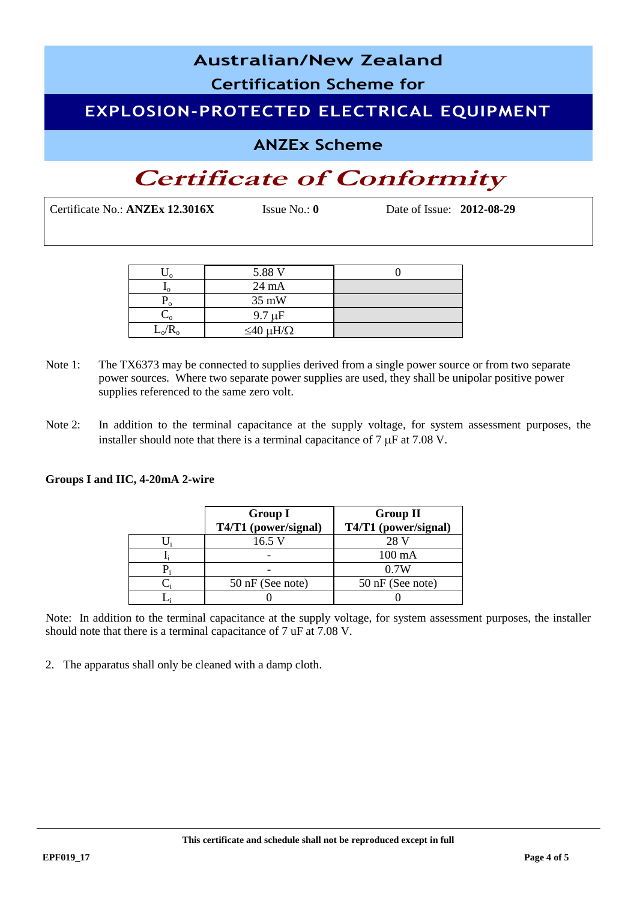# Australian/New Zealand

## Certification Scheme for

## EXPLOSION-PROTECTED ELECTRICAL EQUIPMENT

## ANZEx Scheme

# *Certificate of Conformity*

Certificate No.: **ANZEx 12.3016X** Issue No.: **0** Date of Issue: **2012-08-29**

| | | |
|---|---|---|
| $U_o$ | 5.88 V | 0 |
| $I_o$ | 24 mA | |
| $P_o$ | 35 mW | |
| $C_o$ | 9.7 μF | |
| $L_o/R_o$ | ≤40 μH/Ω | |

Note 1: The TX6373 may be connected to supplies derived from a single power source or from two separate power sources. Where two separate power supplies are used, they shall be unipolar positive power supplies referenced to the same zero volt.

Note 2: In addition to the terminal capacitance at the supply voltage, for system assessment purposes, the installer should note that there is a terminal capacitance of 7 μF at 7.08 V.

**Groups I and IIC, 4-20mA 2-wire**

| | **Group I T4/T1 (power/signal)** | **Group II T4/T1 (power/signal)** |
|---|---|---|
| $U_i$ | 16.5 V | 28 V |
| $I_i$ | - | 100 mA |
| $P_i$ | - | 0.7W |
| $C_i$ | 50 nF (See note) | 50 nF (See note) |
| $L_i$ | 0 | 0 |

Note: In addition to the terminal capacitance at the supply voltage, for system assessment purposes, the installer should note that there is a terminal capacitance of 7 uF at 7.08 V.

2. The apparatus shall only be cleaned with a damp cloth.

**This certificate and schedule shall not be reproduced except in full**

**EPF019_17**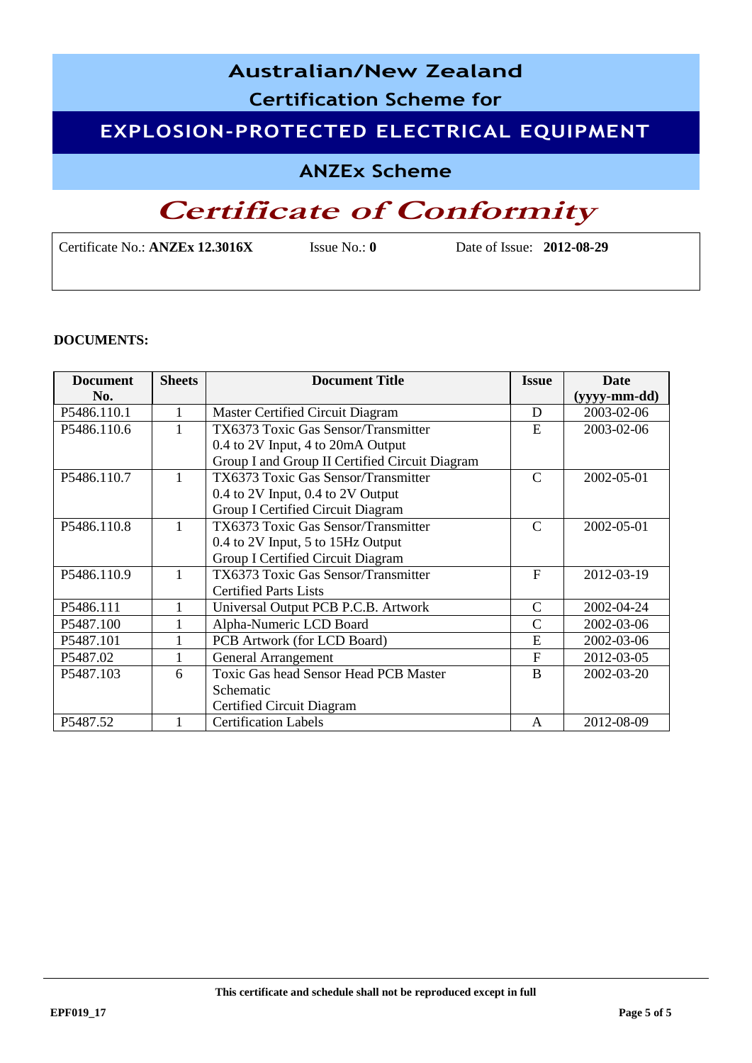# Australian/New Zealand Certification Scheme for

## EXPLOSION-PROTECTED ELECTRICAL EQUIPMENT

### ANZEx Scheme

# *Certificate of Conformity*

Certificate No.: **ANZEx 12.3016X** Issue No.: **0** Date of Issue: **2012-08-29**

**DOCUMENTS:**

| Document No. | Sheets | Document Title | Issue | Date (yyyy-mm-dd) |
|---|---|---|---|---|
| P5486.110.1 | 1 | Master Certified Circuit Diagram | D | 2003-02-06 |
| P5486.110.6 | 1 | TX6373 Toxic Gas Sensor/Transmitter 0.4 to 2V Input, 4 to 20mA Output Group I and Group II Certified Circuit Diagram | E | 2003-02-06 |
| P5486.110.7 | 1 | TX6373 Toxic Gas Sensor/Transmitter 0.4 to 2V Input, 0.4 to 2V Output Group I Certified Circuit Diagram | C | 2002-05-01 |
| P5486.110.8 | 1 | TX6373 Toxic Gas Sensor/Transmitter 0.4 to 2V Input, 5 to 15Hz Output Group I Certified Circuit Diagram | C | 2002-05-01 |
| P5486.110.9 | 1 | TX6373 Toxic Gas Sensor/Transmitter Certified Parts Lists | F | 2012-03-19 |
| P5486.111 | 1 | Universal Output PCB P.C.B. Artwork | C | 2002-04-24 |
| P5487.100 | 1 | Alpha-Numeric LCD Board | C | 2002-03-06 |
| P5487.101 | 1 | PCB Artwork (for LCD Board) | E | 2002-03-06 |
| P5487.02 | 1 | General Arrangement | F | 2012-03-05 |
| P5487.103 | 6 | Toxic Gas head Sensor Head PCB Master Schematic Certified Circuit Diagram | B | 2002-03-20 |
| P5487.52 | 1 | Certification Labels | A | 2012-08-09 |

**This certificate and schedule shall not be reproduced except in full**

EPF019_17